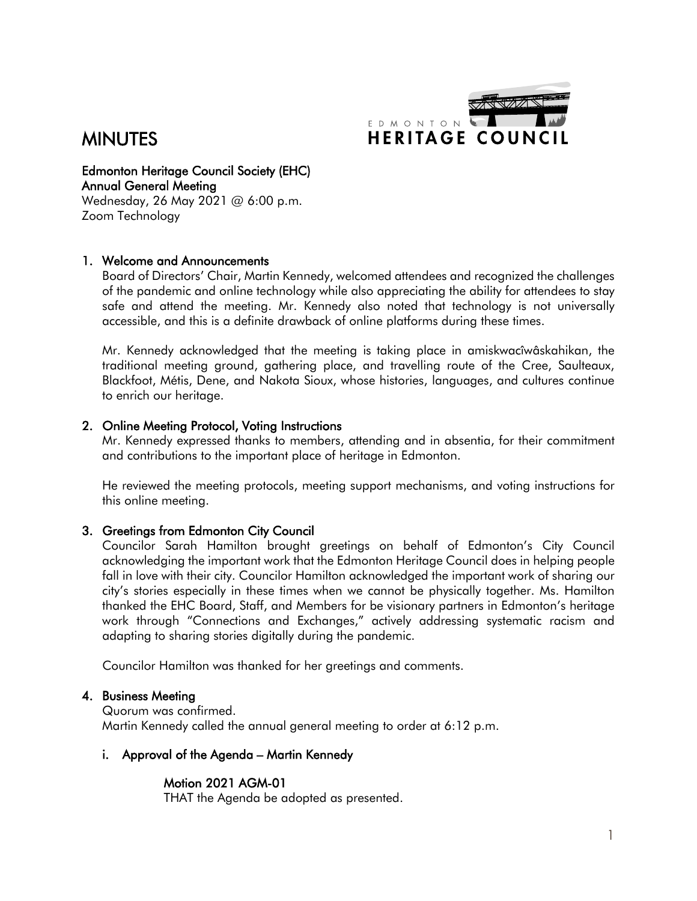# MINUTES

**Edmonton Heritage Council Society (EHC)**
**Annual General Meeting**
Wednesday, 26 May 2021 @ 6:00 p.m.
Zoom Technology

## 1. Welcome and Announcements

Board of Directors' Chair, Martin Kennedy, welcomed attendees and recognized the challenges of the pandemic and online technology while also appreciating the ability for attendees to stay safe and attend the meeting. Mr. Kennedy also noted that technology is not universally accessible, and this is a definite drawback of online platforms during these times.

Mr. Kennedy acknowledged that the meeting is taking place in amiskwacîwâskahikan, the traditional meeting ground, gathering place, and travelling route of the Cree, Saulteaux, Blackfoot, Métis, Dene, and Nakota Sioux, whose histories, languages, and cultures continue to enrich our heritage.

## 2. Online Meeting Protocol, Voting Instructions

Mr. Kennedy expressed thanks to members, attending and in absentia, for their commitment and contributions to the important place of heritage in Edmonton.

He reviewed the meeting protocols, meeting support mechanisms, and voting instructions for this online meeting.

## 3. Greetings from Edmonton City Council

Councilor Sarah Hamilton brought greetings on behalf of Edmonton's City Council acknowledging the important work that the Edmonton Heritage Council does in helping people fall in love with their city. Councilor Hamilton acknowledged the important work of sharing our city's stories especially in these times when we cannot be physically together. Ms. Hamilton thanked the EHC Board, Staff, and Members for be visionary partners in Edmonton's heritage work through "Connections and Exchanges," actively addressing systematic racism and adapting to sharing stories digitally during the pandemic.

Councilor Hamilton was thanked for her greetings and comments.

## 4. Business Meeting

Quorum was confirmed.
Martin Kennedy called the annual general meeting to order at 6:12 p.m.

### i. Approval of the Agenda – Martin Kennedy

**Motion 2021 AGM-01**
THAT the Agenda be adopted as presented.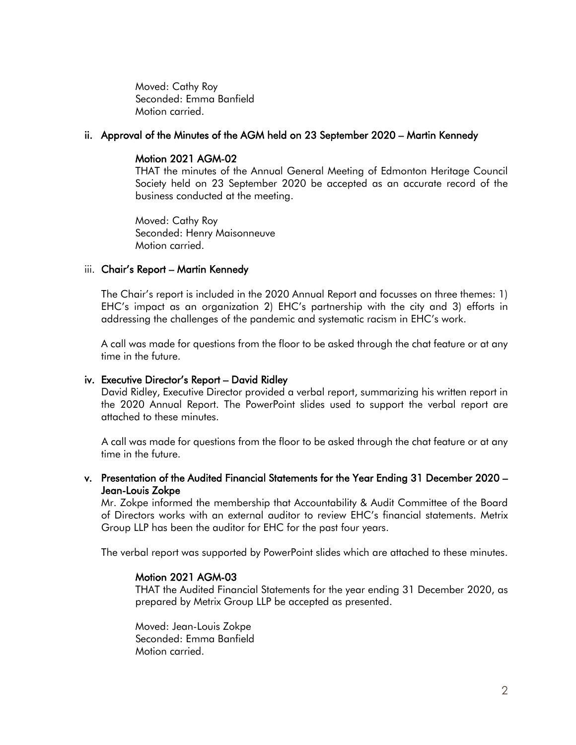Moved: Cathy Roy
Seconded: Emma Banfield
Motion carried.

### ii. Approval of the Minutes of the AGM held on 23 September 2020 – Martin Kennedy

#### Motion 2021 AGM-02

THAT the minutes of the Annual General Meeting of Edmonton Heritage Council Society held on 23 September 2020 be accepted as an accurate record of the business conducted at the meeting.

Moved: Cathy Roy
Seconded: Henry Maisonneuve
Motion carried.

### iii. Chair's Report – Martin Kennedy

The Chair's report is included in the 2020 Annual Report and focusses on three themes: 1) EHC's impact as an organization 2) EHC's partnership with the city and 3) efforts in addressing the challenges of the pandemic and systematic racism in EHC's work.

A call was made for questions from the floor to be asked through the chat feature or at any time in the future.

### iv. Executive Director's Report – David Ridley

David Ridley, Executive Director provided a verbal report, summarizing his written report in the 2020 Annual Report. The PowerPoint slides used to support the verbal report are attached to these minutes.

A call was made for questions from the floor to be asked through the chat feature or at any time in the future.

### v. Presentation of the Audited Financial Statements for the Year Ending 31 December 2020 – Jean-Louis Zokpe

Mr. Zokpe informed the membership that Accountability & Audit Committee of the Board of Directors works with an external auditor to review EHC's financial statements. Metrix Group LLP has been the auditor for EHC for the past four years.

The verbal report was supported by PowerPoint slides which are attached to these minutes.

#### Motion 2021 AGM-03

THAT the Audited Financial Statements for the year ending 31 December 2020, as prepared by Metrix Group LLP be accepted as presented.

Moved: Jean-Louis Zokpe
Seconded: Emma Banfield
Motion carried.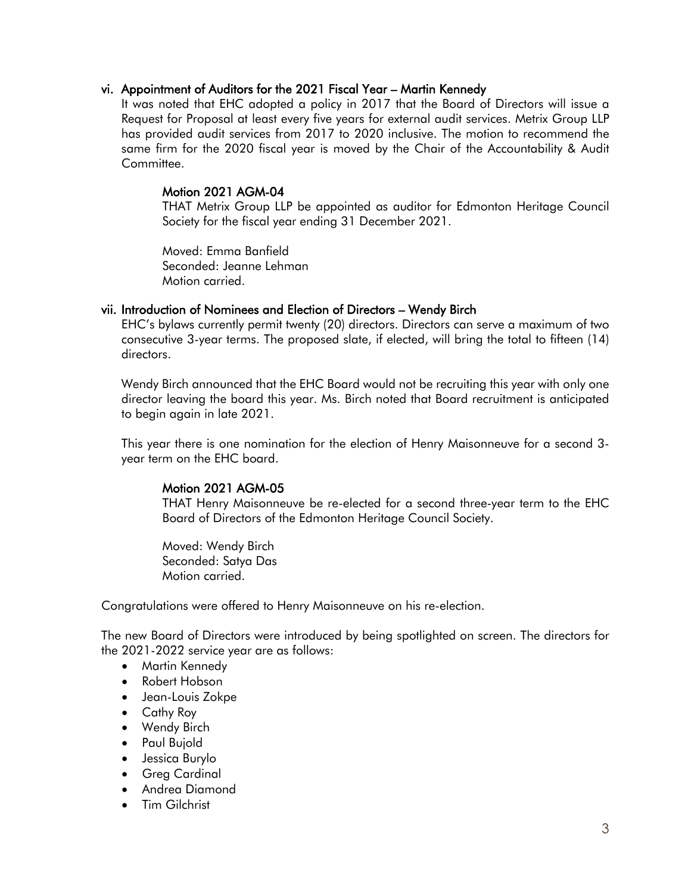### vi. Appointment of Auditors for the 2021 Fiscal Year – Martin Kennedy

It was noted that EHC adopted a policy in 2017 that the Board of Directors will issue a Request for Proposal at least every five years for external audit services. Metrix Group LLP has provided audit services from 2017 to 2020 inclusive. The motion to recommend the same firm for the 2020 fiscal year is moved by the Chair of the Accountability & Audit Committee.

#### Motion 2021 AGM-04

THAT Metrix Group LLP be appointed as auditor for Edmonton Heritage Council Society for the fiscal year ending 31 December 2021.

Moved: Emma Banfield
Seconded: Jeanne Lehman
Motion carried.

### vii. Introduction of Nominees and Election of Directors – Wendy Birch

EHC's bylaws currently permit twenty (20) directors. Directors can serve a maximum of two consecutive 3-year terms. The proposed slate, if elected, will bring the total to fifteen (14) directors.

Wendy Birch announced that the EHC Board would not be recruiting this year with only one director leaving the board this year. Ms. Birch noted that Board recruitment is anticipated to begin again in late 2021.

This year there is one nomination for the election of Henry Maisonneuve for a second 3-year term on the EHC board.

#### Motion 2021 AGM-05

THAT Henry Maisonneuve be re-elected for a second three-year term to the EHC Board of Directors of the Edmonton Heritage Council Society.

Moved: Wendy Birch
Seconded: Satya Das
Motion carried.

Congratulations were offered to Henry Maisonneuve on his re-election.

The new Board of Directors were introduced by being spotlighted on screen. The directors for the 2021-2022 service year are as follows:

- Martin Kennedy
- Robert Hobson
- Jean-Louis Zokpe
- Cathy Roy
- Wendy Birch
- Paul Bujold
- Jessica Burylo
- Greg Cardinal
- Andrea Diamond
- Tim Gilchrist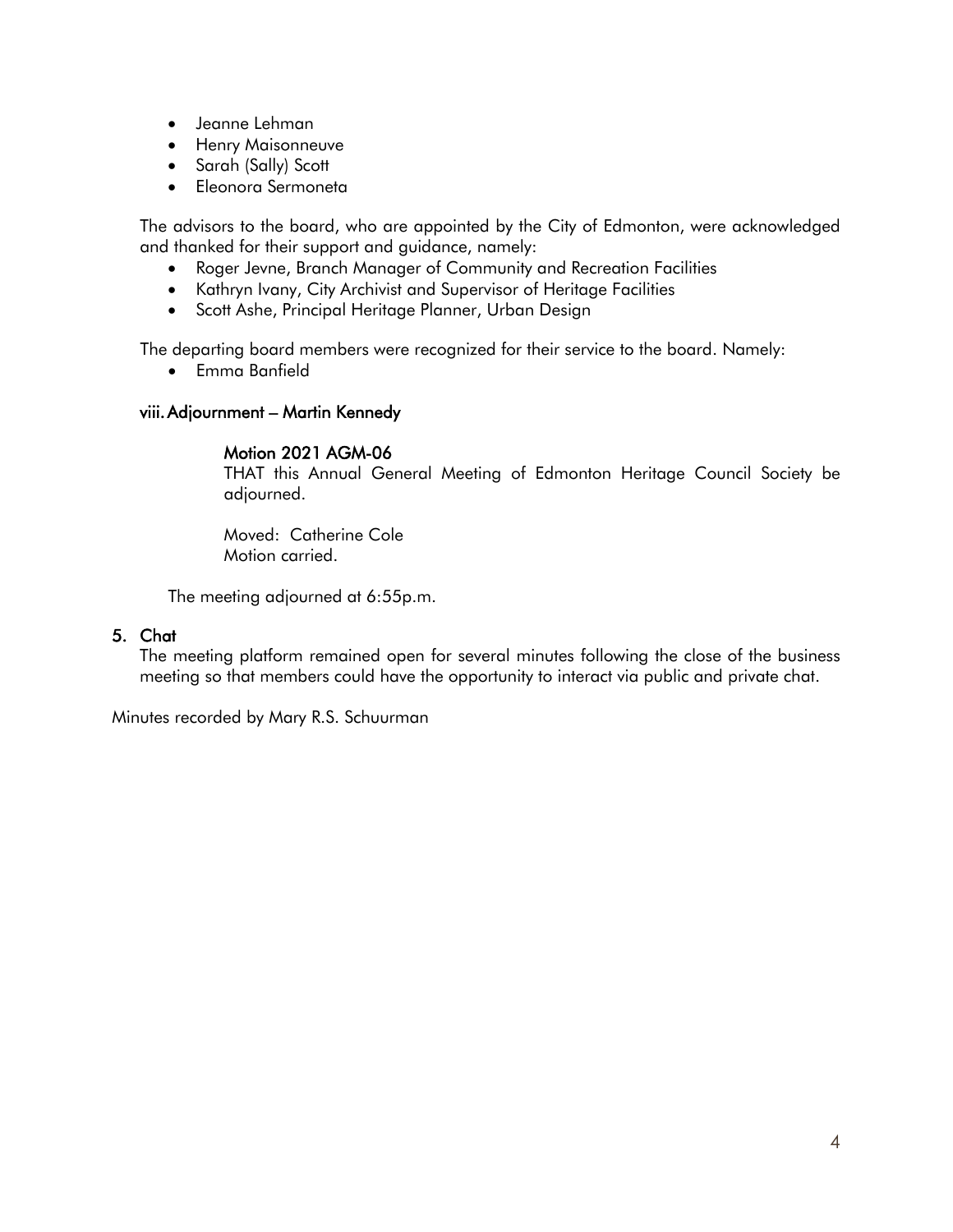- Jeanne Lehman
- Henry Maisonneuve
- Sarah (Sally) Scott
- Eleonora Sermoneta

The advisors to the board, who are appointed by the City of Edmonton, were acknowledged and thanked for their support and guidance, namely:

- Roger Jevne, Branch Manager of Community and Recreation Facilities
- Kathryn Ivany, City Archivist and Supervisor of Heritage Facilities
- Scott Ashe, Principal Heritage Planner, Urban Design

The departing board members were recognized for their service to the board. Namely:

- Emma Banfield

### viii. Adjournment – Martin Kennedy

**Motion 2021 AGM-06**

THAT this Annual General Meeting of Edmonton Heritage Council Society be adjourned.

Moved: Catherine Cole
Motion carried.

The meeting adjourned at 6:55p.m.

## 5. Chat

The meeting platform remained open for several minutes following the close of the business meeting so that members could have the opportunity to interact via public and private chat.

Minutes recorded by Mary R.S. Schuurman